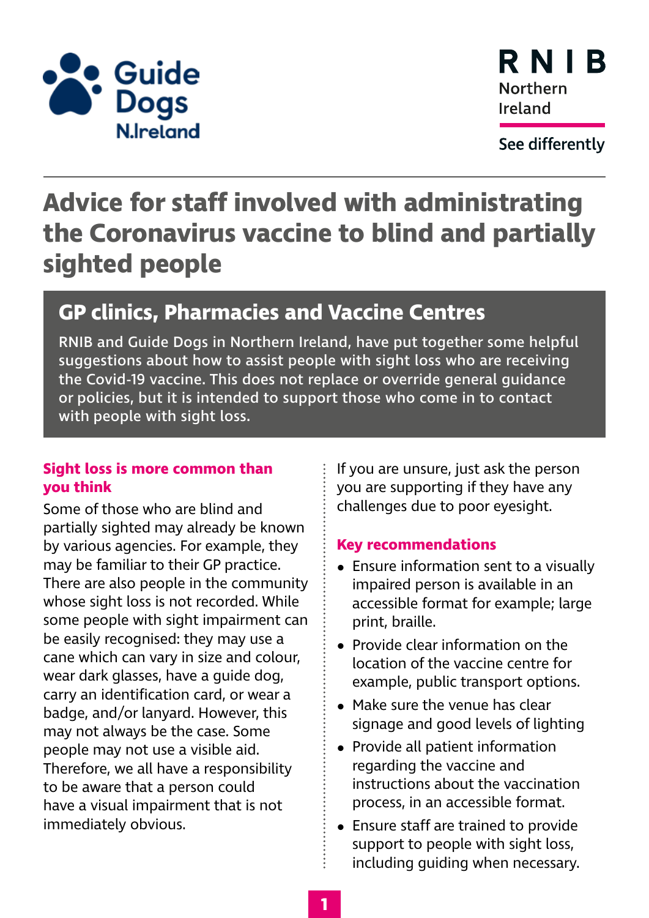Guide Dogs N.Ireland

RNIB Northern Ireland

See differently

# Advice for staff involved with administrating the Coronavirus vaccine to blind and partially sighted people

## GP clinics, Pharmacies and Vaccine Centres

RNIB and Guide Dogs in Northern Ireland, have put together some helpful suggestions about how to assist people with sight loss who are receiving the Covid-19 vaccine. This does not replace or override general guidance or policies, but it is intended to support those who come in to contact with people with sight loss.

### Sight loss is more common than you think

Some of those who are blind and partially sighted may already be known by various agencies. For example, they may be familiar to their GP practice. There are also people in the community whose sight loss is not recorded. While some people with sight impairment can be easily recognised: they may use a cane which can vary in size and colour, wear dark glasses, have a guide dog, carry an identification card, or wear a badge, and/or lanyard. However, this may not always be the case. Some people may not use a visible aid. Therefore, we all have a responsibility to be aware that a person could have a visual impairment that is not immediately obvious.

If you are unsure, just ask the person you are supporting if they have any challenges due to poor eyesight.

### Key recommendations

- Ensure information sent to a visually impaired person is available in an accessible format for example; large print, braille.
- Provide clear information on the location of the vaccine centre for example, public transport options.
- Make sure the venue has clear signage and good levels of lighting
- Provide all patient information regarding the vaccine and instructions about the vaccination process, in an accessible format.
- Ensure staff are trained to provide support to people with sight loss, including guiding when necessary.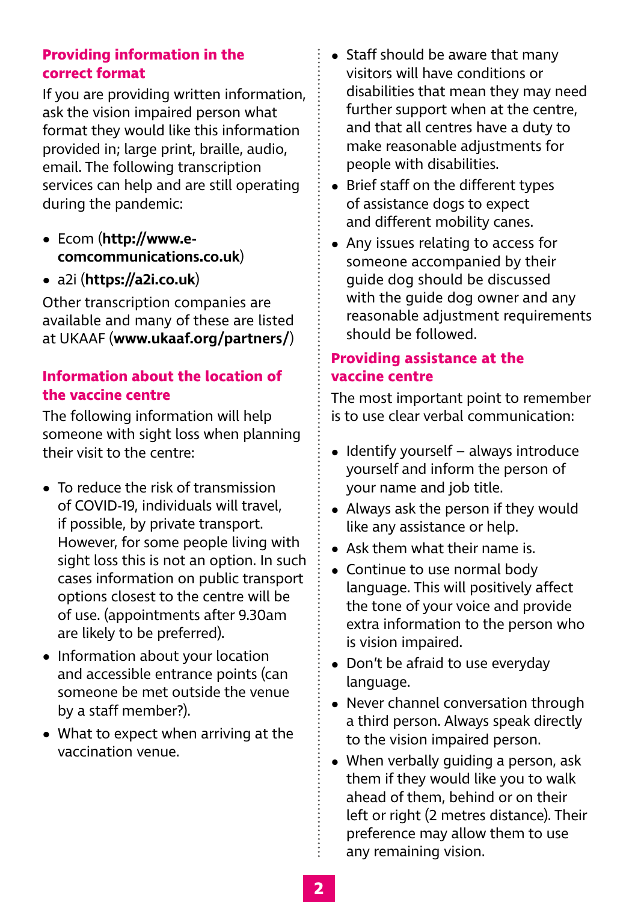## Providing information in the correct format

If you are providing written information, ask the vision impaired person what format they would like this information provided in; large print, braille, audio, email. The following transcription services can help and are still operating during the pandemic:

- Ecom (**http://www.e-comcommunications.co.uk**)
- a2i (**https://a2i.co.uk**)

Other transcription companies are available and many of these are listed at UKAAF (**www.ukaaf.org/partners/**)

## Information about the location of the vaccine centre

The following information will help someone with sight loss when planning their visit to the centre:

- To reduce the risk of transmission of COVID-19, individuals will travel, if possible, by private transport. However, for some people living with sight loss this is not an option. In such cases information on public transport options closest to the centre will be of use. (appointments after 9.30am are likely to be preferred).
- Information about your location and accessible entrance points (can someone be met outside the venue by a staff member?).
- What to expect when arriving at the vaccination venue.
- Staff should be aware that many visitors will have conditions or disabilities that mean they may need further support when at the centre, and that all centres have a duty to make reasonable adjustments for people with disabilities.
- Brief staff on the different types of assistance dogs to expect and different mobility canes.
- Any issues relating to access for someone accompanied by their guide dog should be discussed with the guide dog owner and any reasonable adjustment requirements should be followed.

## Providing assistance at the vaccine centre

The most important point to remember is to use clear verbal communication:

- Identify yourself – always introduce yourself and inform the person of your name and job title.
- Always ask the person if they would like any assistance or help.
- Ask them what their name is.
- Continue to use normal body language. This will positively affect the tone of your voice and provide extra information to the person who is vision impaired.
- Don't be afraid to use everyday language.
- Never channel conversation through a third person. Always speak directly to the vision impaired person.
- When verbally guiding a person, ask them if they would like you to walk ahead of them, behind or on their left or right (2 metres distance). Their preference may allow them to use any remaining vision.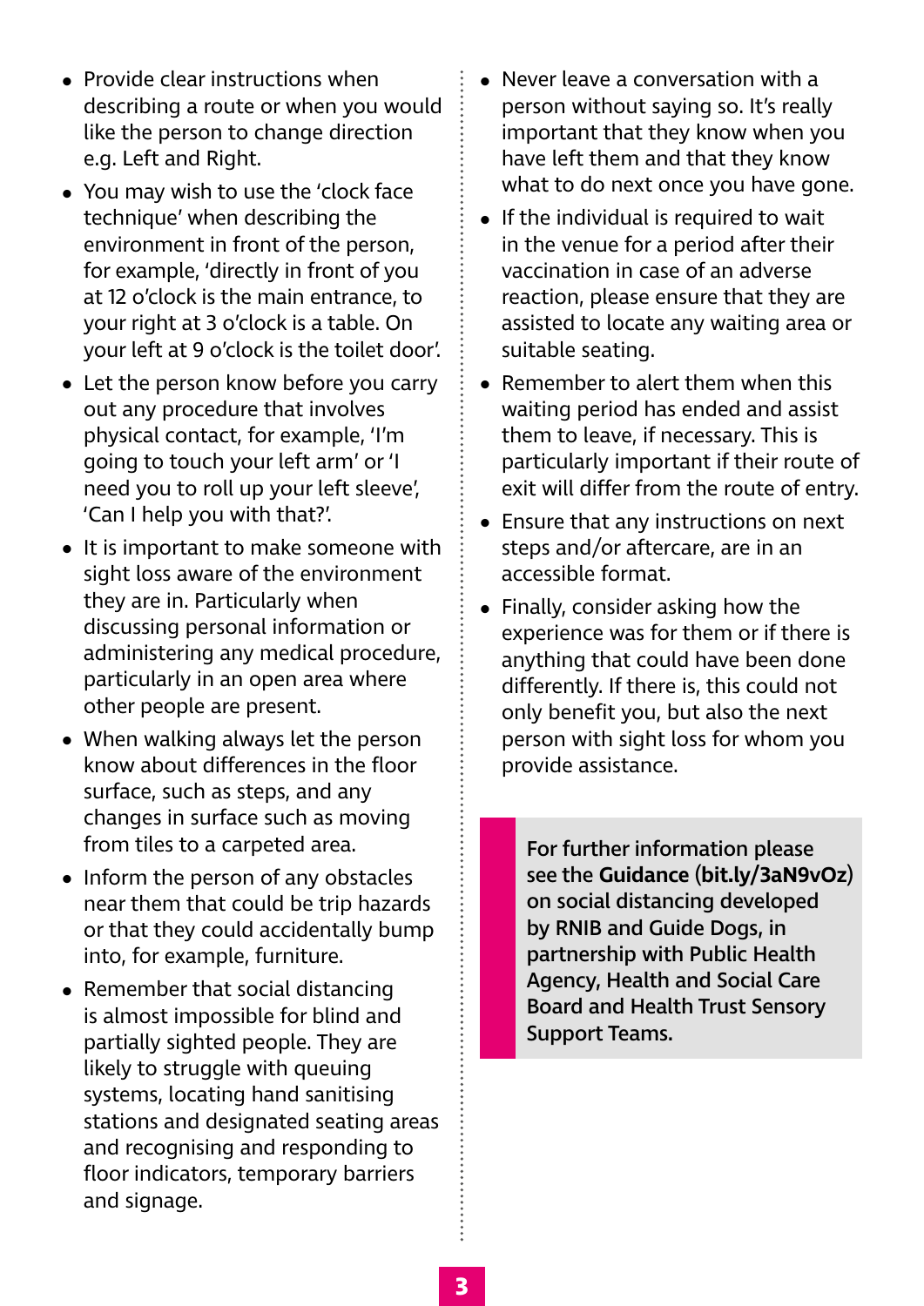- Provide clear instructions when describing a route or when you would like the person to change direction e.g. Left and Right.
- You may wish to use the 'clock face technique' when describing the environment in front of the person, for example, 'directly in front of you at 12 o'clock is the main entrance, to your right at 3 o'clock is a table. On your left at 9 o'clock is the toilet door'.
- Let the person know before you carry out any procedure that involves physical contact, for example, 'I'm going to touch your left arm' or 'I need you to roll up your left sleeve', 'Can I help you with that?'.
- It is important to make someone with sight loss aware of the environment they are in. Particularly when discussing personal information or administering any medical procedure, particularly in an open area where other people are present.
- When walking always let the person know about differences in the floor surface, such as steps, and any changes in surface such as moving from tiles to a carpeted area.
- Inform the person of any obstacles near them that could be trip hazards or that they could accidentally bump into, for example, furniture.
- Remember that social distancing is almost impossible for blind and partially sighted people. They are likely to struggle with queuing systems, locating hand sanitising stations and designated seating areas and recognising and responding to floor indicators, temporary barriers and signage.
- Never leave a conversation with a person without saying so. It's really important that they know when you have left them and that they know what to do next once you have gone.
- If the individual is required to wait in the venue for a period after their vaccination in case of an adverse reaction, please ensure that they are assisted to locate any waiting area or suitable seating.
- Remember to alert them when this waiting period has ended and assist them to leave, if necessary. This is particularly important if their route of exit will differ from the route of entry.
- Ensure that any instructions on next steps and/or aftercare, are in an accessible format.
- Finally, consider asking how the experience was for them or if there is anything that could have been done differently. If there is, this could not only benefit you, but also the next person with sight loss for whom you provide assistance.

> For further information please see the **Guidance** (**bit.ly/3aN9vOz**) on social distancing developed by RNIB and Guide Dogs, in partnership with Public Health Agency, Health and Social Care Board and Health Trust Sensory Support Teams.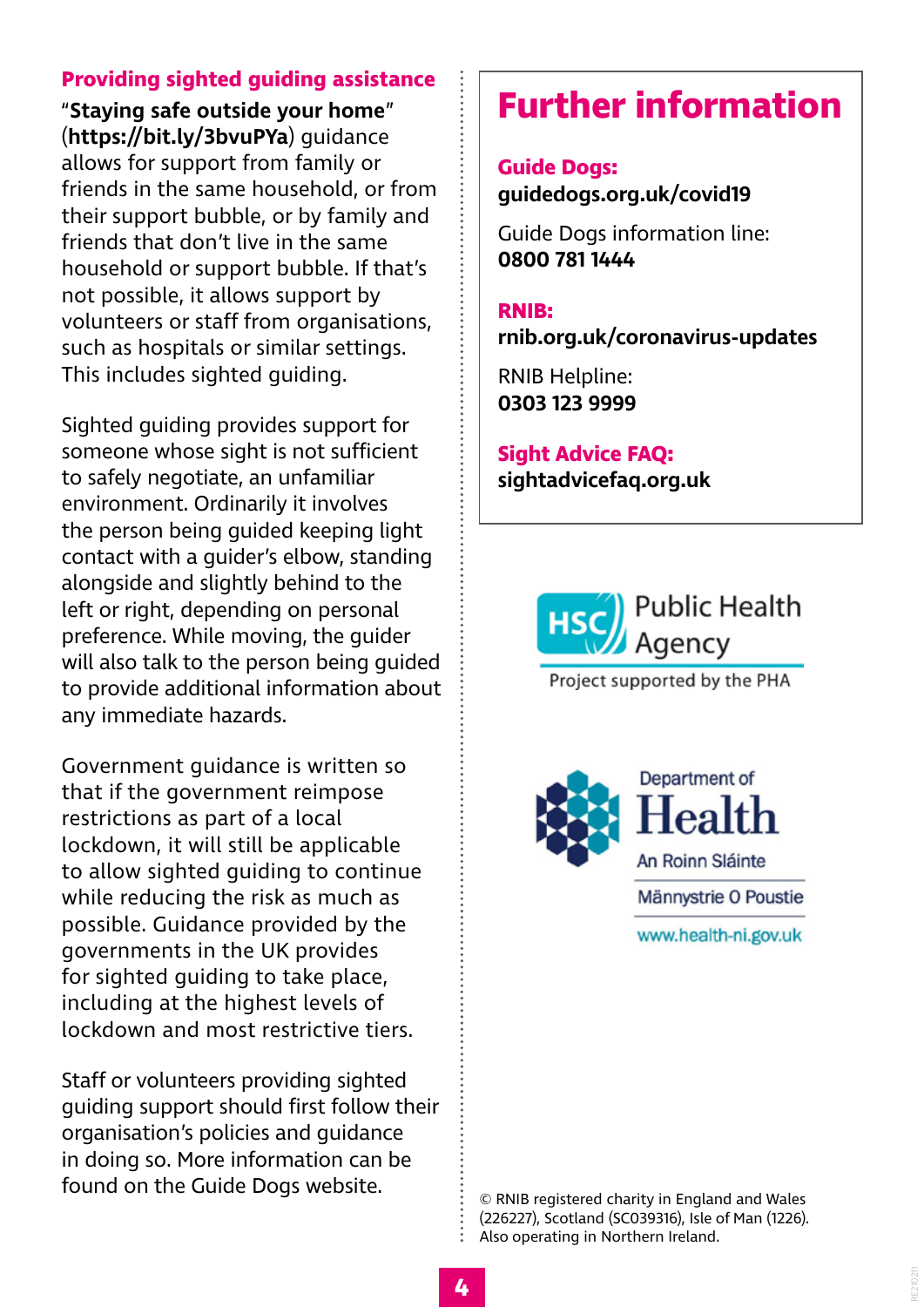### Providing sighted guiding assistance

"**Staying safe outside your home**" (**https://bit.ly/3bvuPYa**) guidance allows for support from family or friends in the same household, or from their support bubble, or by family and friends that don't live in the same household or support bubble. If that's not possible, it allows support by volunteers or staff from organisations, such as hospitals or similar settings. This includes sighted guiding.

Sighted guiding provides support for someone whose sight is not sufficient to safely negotiate, an unfamiliar environment. Ordinarily it involves the person being guided keeping light contact with a guider's elbow, standing alongside and slightly behind to the left or right, depending on personal preference. While moving, the guider will also talk to the person being guided to provide additional information about any immediate hazards.

Government guidance is written so that if the government reimpose restrictions as part of a local lockdown, it will still be applicable to allow sighted guiding to continue while reducing the risk as much as possible. Guidance provided by the governments in the UK provides for sighted guiding to take place, including at the highest levels of lockdown and most restrictive tiers.

Staff or volunteers providing sighted guiding support should first follow their organisation's policies and guidance in doing so. More information can be found on the Guide Dogs website.

# Further information

**Guide Dogs:**
**guidedogs.org.uk/covid19**

Guide Dogs information line:
**0800 781 1444**

**RNIB:**
**rnib.org.uk/coronavirus-updates**

RNIB Helpline:
**0303 123 9999**

**Sight Advice FAQ:**
**sightadvicefaq.org.uk**

HSC Public Health Agency

Project supported by the PHA

Department of Health
An Roinn Sláinte
Männystrie O Poustie
www.health-ni.gov.uk

© RNIB registered charity in England and Wales (226227), Scotland (SC039316), Isle of Man (1226). Also operating in Northern Ireland.